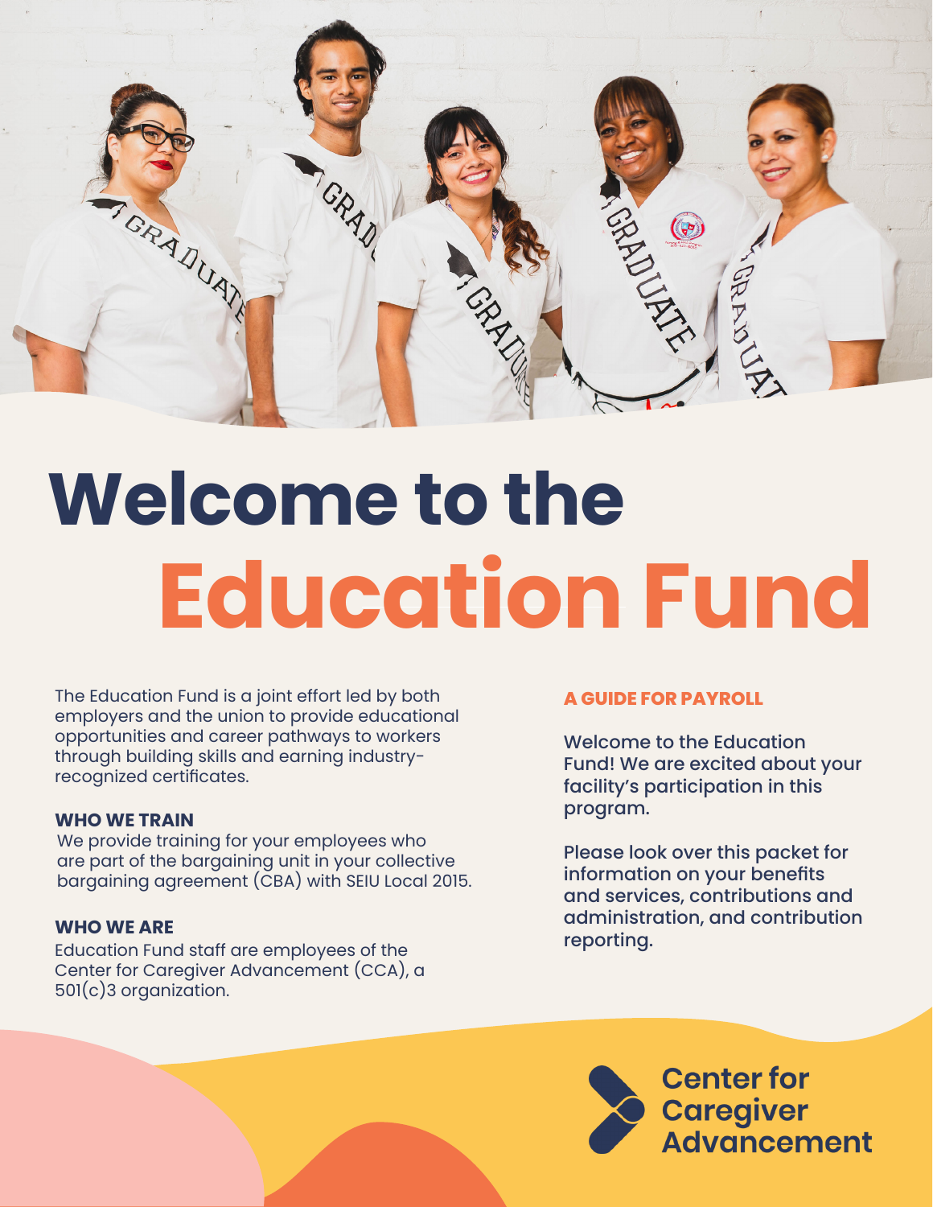# Welcome to the Education Fund

The Education Fund is a joint effort led by both employers and the union to provide educational opportunities and career pathways to workers through building skills and earning industry-recognized certificates.

### WHO WE TRAIN

We provide training for your employees who are part of the bargaining unit in your collective bargaining agreement (CBA) with SEIU Local 2015.

### WHO WE ARE

Education Fund staff are employees of the Center for Caregiver Advancement (CCA), a 501(c)3 organization.

### A GUIDE FOR PAYROLL

Welcome to the Education Fund! We are excited about your facility's participation in this program.

Please look over this packet for information on your benefits and services, contributions and administration, and contribution reporting.

Center for Caregiver Advancement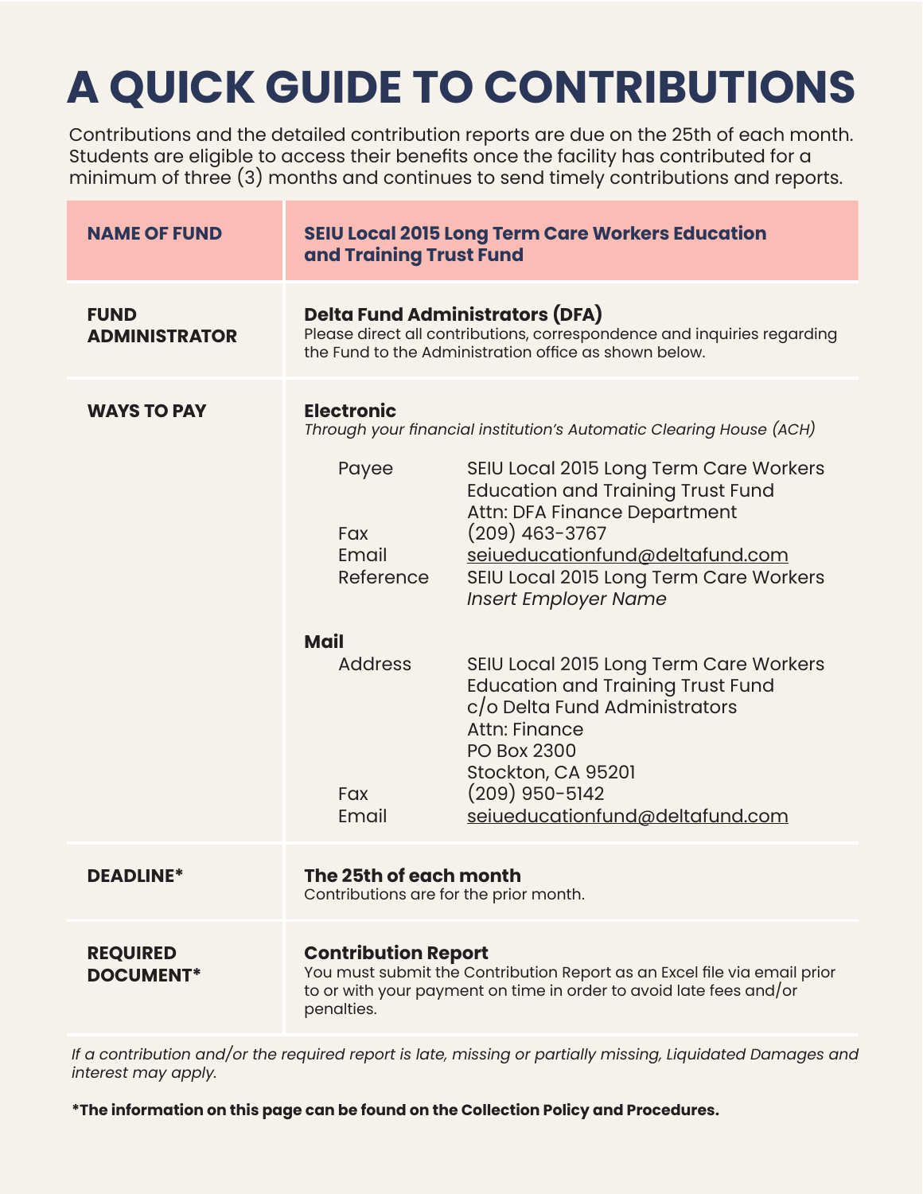# A QUICK GUIDE TO CONTRIBUTIONS

Contributions and the detailed contribution reports are due on the 25th of each month. Students are eligible to access their benefits once the facility has contributed for a minimum of three (3) months and continues to send timely contributions and reports.

| **NAME OF FUND** | **SEIU Local 2015 Long Term Care Workers Education and Training Trust Fund** |
|---|---|
| **FUND ADMINISTRATOR** | **Delta Fund Administrators (DFA)**<br>Please direct all contributions, correspondence and inquiries regarding the Fund to the Administration office as shown below. |
| **WAYS TO PAY** | **Electronic**<br>*Through your financial institution's Automatic Clearing House (ACH)*<br>Payee: SEIU Local 2015 Long Term Care Workers Education and Training Trust Fund Attn: DFA Finance Department<br>Fax: (209) 463-3767<br>Email: seiueducationfund@deltafund.com<br>Reference: SEIU Local 2015 Long Term Care Workers *Insert Employer Name*<br><br>**Mail**<br>Address: SEIU Local 2015 Long Term Care Workers Education and Training Trust Fund c/o Delta Fund Administrators Attn: Finance PO Box 2300 Stockton, CA 95201<br>Fax: (209) 950-5142<br>Email: seiueducationfund@deltafund.com |
| **DEADLINE*** | **The 25th of each month**<br>Contributions are for the prior month. |
| **REQUIRED DOCUMENT*** | **Contribution Report**<br>You must submit the Contribution Report as an Excel file via email prior to or with your payment on time in order to avoid late fees and/or penalties. |

*If a contribution and/or the required report is late, missing or partially missing, Liquidated Damages and interest may apply.*

**\*The information on this page can be found on the Collection Policy and Procedures.**